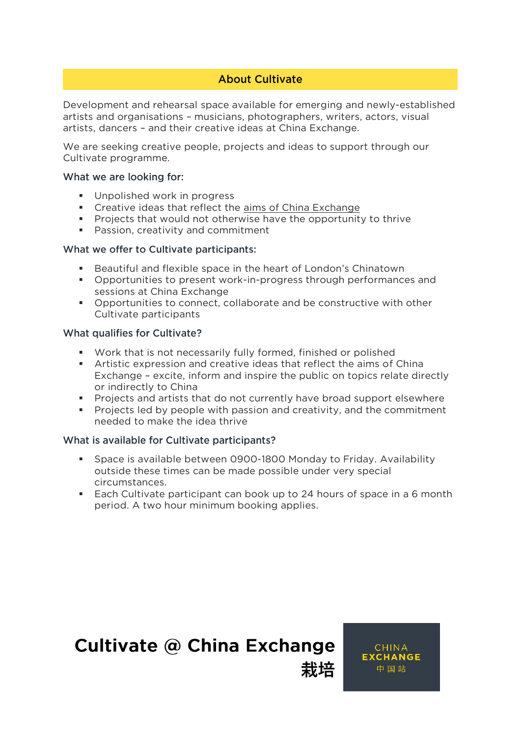## About Cultivate

Development and rehearsal space available for emerging and newly-established artists and organisations – musicians, photographers, writers, actors, visual artists, dancers – and their creative ideas at China Exchange.

We are seeking creative people, projects and ideas to support through our Cultivate programme.

### What we are looking for:

- Unpolished work in progress
- Creative ideas that reflect the aims of China Exchange
- Projects that would not otherwise have the opportunity to thrive
- Passion, creativity and commitment

### What we offer to Cultivate participants:

- Beautiful and flexible space in the heart of London's Chinatown
- Opportunities to present work-in-progress through performances and sessions at China Exchange
- Opportunities to connect, collaborate and be constructive with other Cultivate participants

### What qualifies for Cultivate?

- Work that is not necessarily fully formed, finished or polished
- Artistic expression and creative ideas that reflect the aims of China Exchange – excite, inform and inspire the public on topics relate directly or indirectly to China
- Projects and artists that do not currently have broad support elsewhere
- Projects led by people with passion and creativity, and the commitment needed to make the idea thrive

### What is available for Cultivate participants?

- Space is available between 0900-1800 Monday to Friday. Availability outside these times can be made possible under very special circumstances.
- Each Cultivate participant can book up to 24 hours of space in a 6 month period. A two hour minimum booking applies.

**Cultivate @ China Exchange**
**栽培**

CHINA EXCHANGE
中国站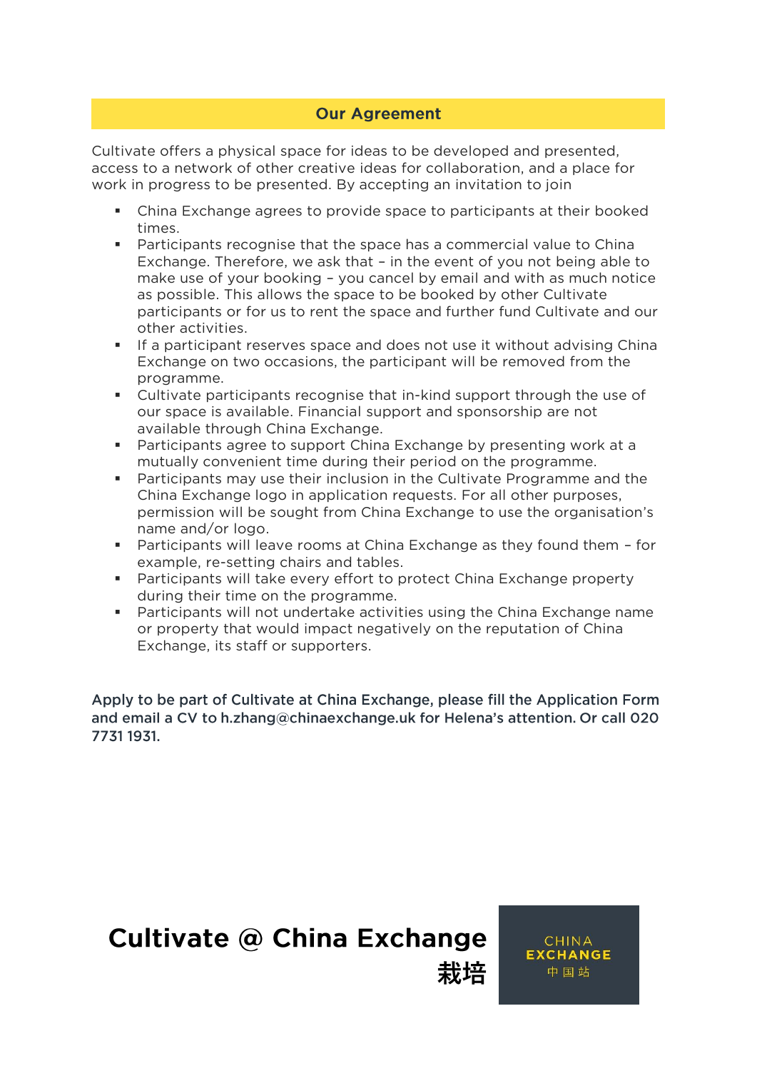## Our Agreement

Cultivate offers a physical space for ideas to be developed and presented, access to a network of other creative ideas for collaboration, and a place for work in progress to be presented. By accepting an invitation to join

- China Exchange agrees to provide space to participants at their booked times.
- Participants recognise that the space has a commercial value to China Exchange. Therefore, we ask that – in the event of you not being able to make use of your booking – you cancel by email and with as much notice as possible. This allows the space to be booked by other Cultivate participants or for us to rent the space and further fund Cultivate and our other activities.
- If a participant reserves space and does not use it without advising China Exchange on two occasions, the participant will be removed from the programme.
- Cultivate participants recognise that in-kind support through the use of our space is available. Financial support and sponsorship are not available through China Exchange.
- Participants agree to support China Exchange by presenting work at a mutually convenient time during their period on the programme.
- Participants may use their inclusion in the Cultivate Programme and the China Exchange logo in application requests. For all other purposes, permission will be sought from China Exchange to use the organisation's name and/or logo.
- Participants will leave rooms at China Exchange as they found them – for example, re-setting chairs and tables.
- Participants will take every effort to protect China Exchange property during their time on the programme.
- Participants will not undertake activities using the China Exchange name or property that would impact negatively on the reputation of China Exchange, its staff or supporters.

**Apply to be part of Cultivate at China Exchange, please fill the Application Form and email a CV to h.zhang@chinaexchange.uk for Helena's attention. Or call 020 7731 1931.**

**Cultivate @ China Exchange**
**栽培**

CHINA
EXCHANGE
中国站